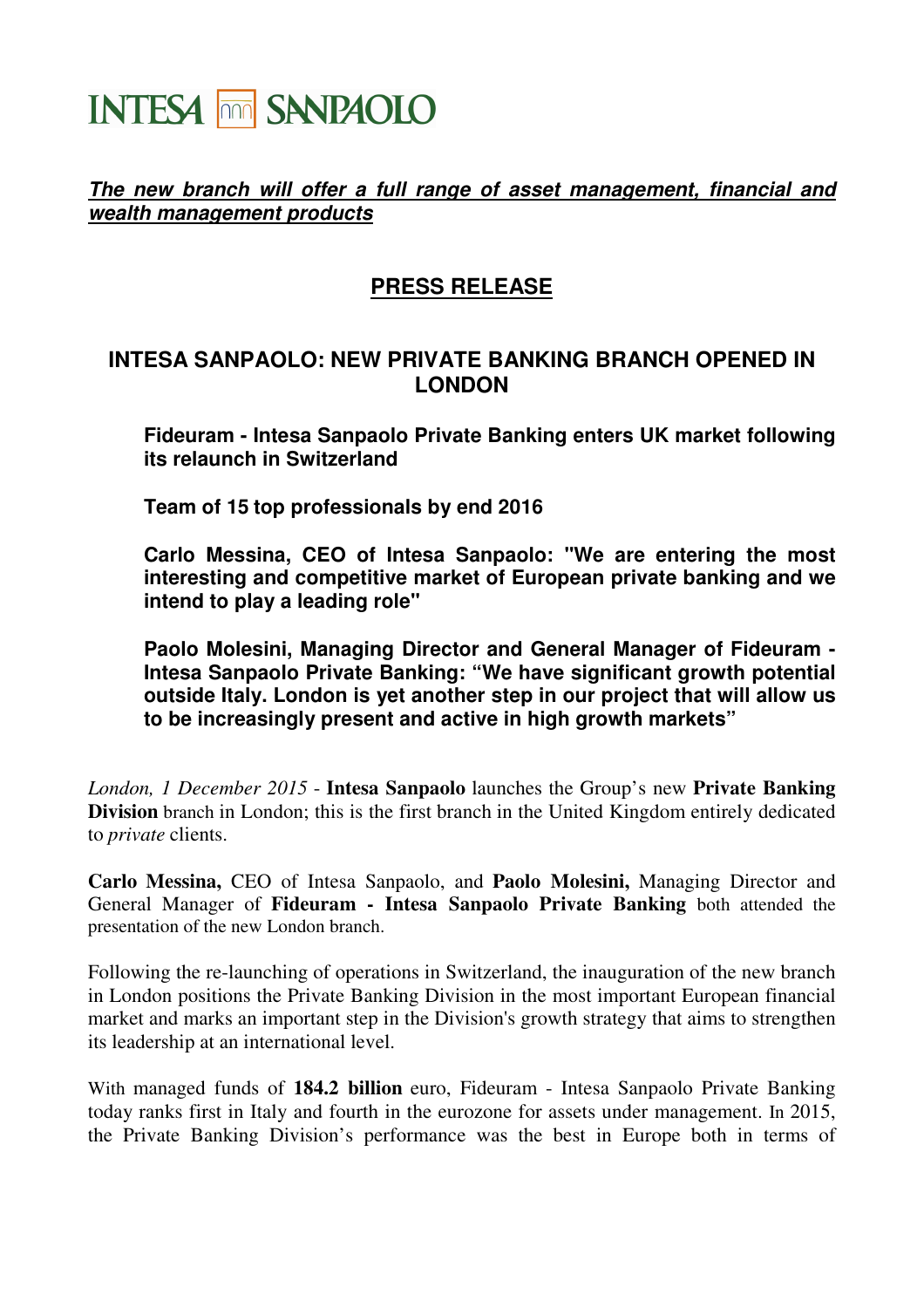INTESA SANPAOLO

***The new branch will offer a full range of asset management, financial and wealth management products***

## PRESS RELEASE

# INTESA SANPAOLO: NEW PRIVATE BANKING BRANCH OPENED IN LONDON

**Fideuram - Intesa Sanpaolo Private Banking enters UK market following its relaunch in Switzerland**

**Team of 15 top professionals by end 2016**

**Carlo Messina, CEO of Intesa Sanpaolo: "We are entering the most interesting and competitive market of European private banking and we intend to play a leading role"**

**Paolo Molesini, Managing Director and General Manager of Fideuram - Intesa Sanpaolo Private Banking: "We have significant growth potential outside Italy. London is yet another step in our project that will allow us to be increasingly present and active in high growth markets"**

*London, 1 December 2015* - **Intesa Sanpaolo** launches the Group's new **Private Banking Division** branch in London; this is the first branch in the United Kingdom entirely dedicated to *private* clients.

**Carlo Messina,** CEO of Intesa Sanpaolo, and **Paolo Molesini,** Managing Director and General Manager of **Fideuram - Intesa Sanpaolo Private Banking** both attended the presentation of the new London branch.

Following the re-launching of operations in Switzerland, the inauguration of the new branch in London positions the Private Banking Division in the most important European financial market and marks an important step in the Division's growth strategy that aims to strengthen its leadership at an international level.

With managed funds of **184.2 billion** euro, Fideuram - Intesa Sanpaolo Private Banking today ranks first in Italy and fourth in the eurozone for assets under management. In 2015, the Private Banking Division's performance was the best in Europe both in terms of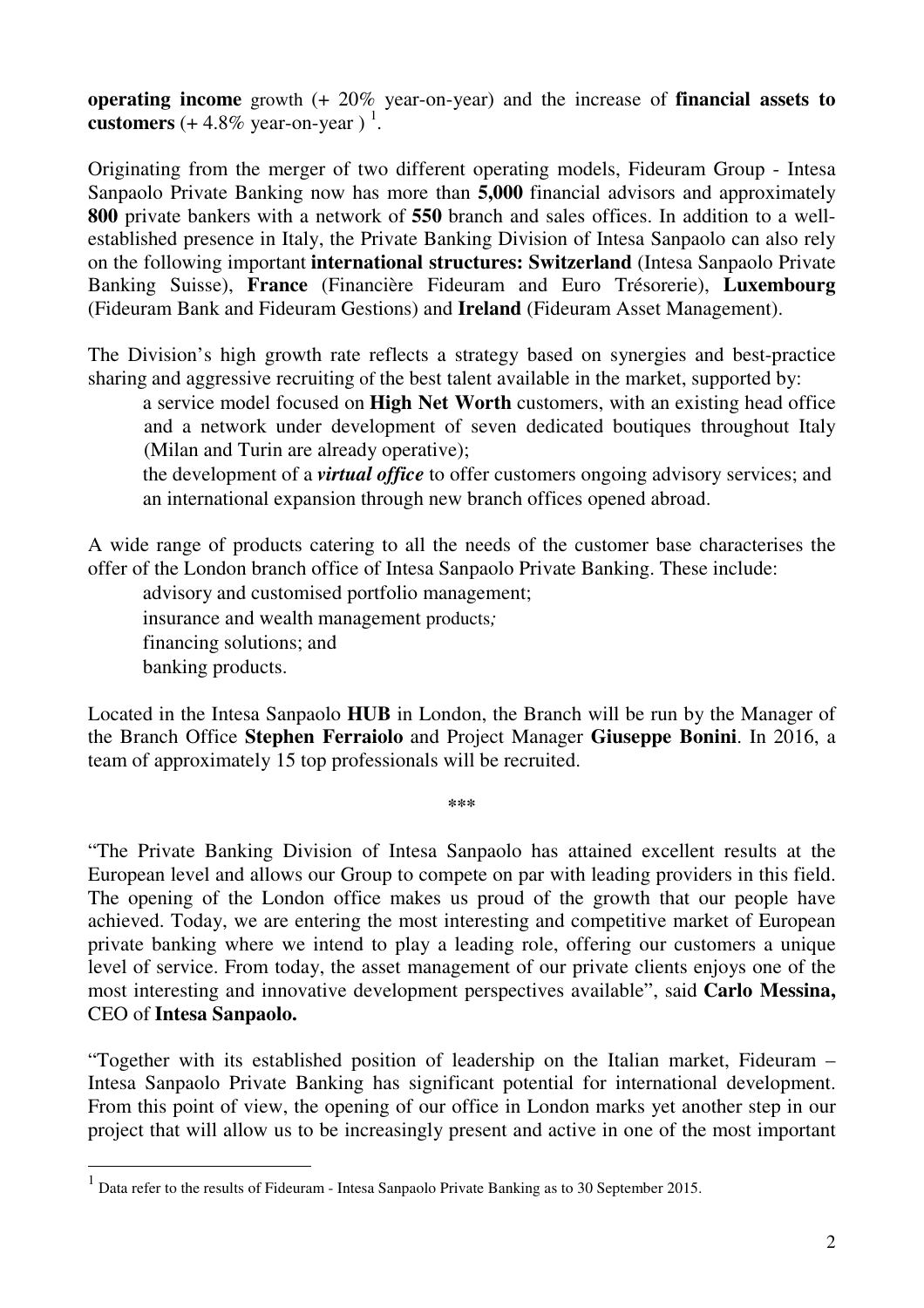**operating income** growth (+ 20% year-on-year) and the increase of **financial assets to customers** (+ 4.8% year-on-year ) [1].

Originating from the merger of two different operating models, Fideuram Group - Intesa Sanpaolo Private Banking now has more than **5,000** financial advisors and approximately **800** private bankers with a network of **550** branch and sales offices. In addition to a well-established presence in Italy, the Private Banking Division of Intesa Sanpaolo can also rely on the following important **international structures: Switzerland** (Intesa Sanpaolo Private Banking Suisse), **France** (Financière Fideuram and Euro Trésorerie), **Luxembourg** (Fideuram Bank and Fideuram Gestions) and **Ireland** (Fideuram Asset Management).

The Division's high growth rate reflects a strategy based on synergies and best-practice sharing and aggressive recruiting of the best talent available in the market, supported by:

- a service model focused on **High Net Worth** customers, with an existing head office and a network under development of seven dedicated boutiques throughout Italy (Milan and Turin are already operative);
- the development of a ***virtual office*** to offer customers ongoing advisory services; and
- an international expansion through new branch offices opened abroad.

A wide range of products catering to all the needs of the customer base characterises the offer of the London branch office of Intesa Sanpaolo Private Banking. These include:

- advisory and customised portfolio management;
- insurance and wealth management products;
- financing solutions; and
- banking products.

Located in the Intesa Sanpaolo **HUB** in London, the Branch will be run by the Manager of the Branch Office **Stephen Ferraiolo** and Project Manager **Giuseppe Bonini**. In 2016, a team of approximately 15 top professionals will be recruited.

\*\*\*

"The Private Banking Division of Intesa Sanpaolo has attained excellent results at the European level and allows our Group to compete on par with leading providers in this field. The opening of the London office makes us proud of the growth that our people have achieved. Today, we are entering the most interesting and competitive market of European private banking where we intend to play a leading role, offering our customers a unique level of service. From today, the asset management of our private clients enjoys one of the most interesting and innovative development perspectives available", said **Carlo Messina,** CEO of **Intesa Sanpaolo.**

"Together with its established position of leadership on the Italian market, Fideuram – Intesa Sanpaolo Private Banking has significant potential for international development. From this point of view, the opening of our office in London marks yet another step in our project that will allow us to be increasingly present and active in one of the most important

[1] Data refer to the results of Fideuram - Intesa Sanpaolo Private Banking as to 30 September 2015.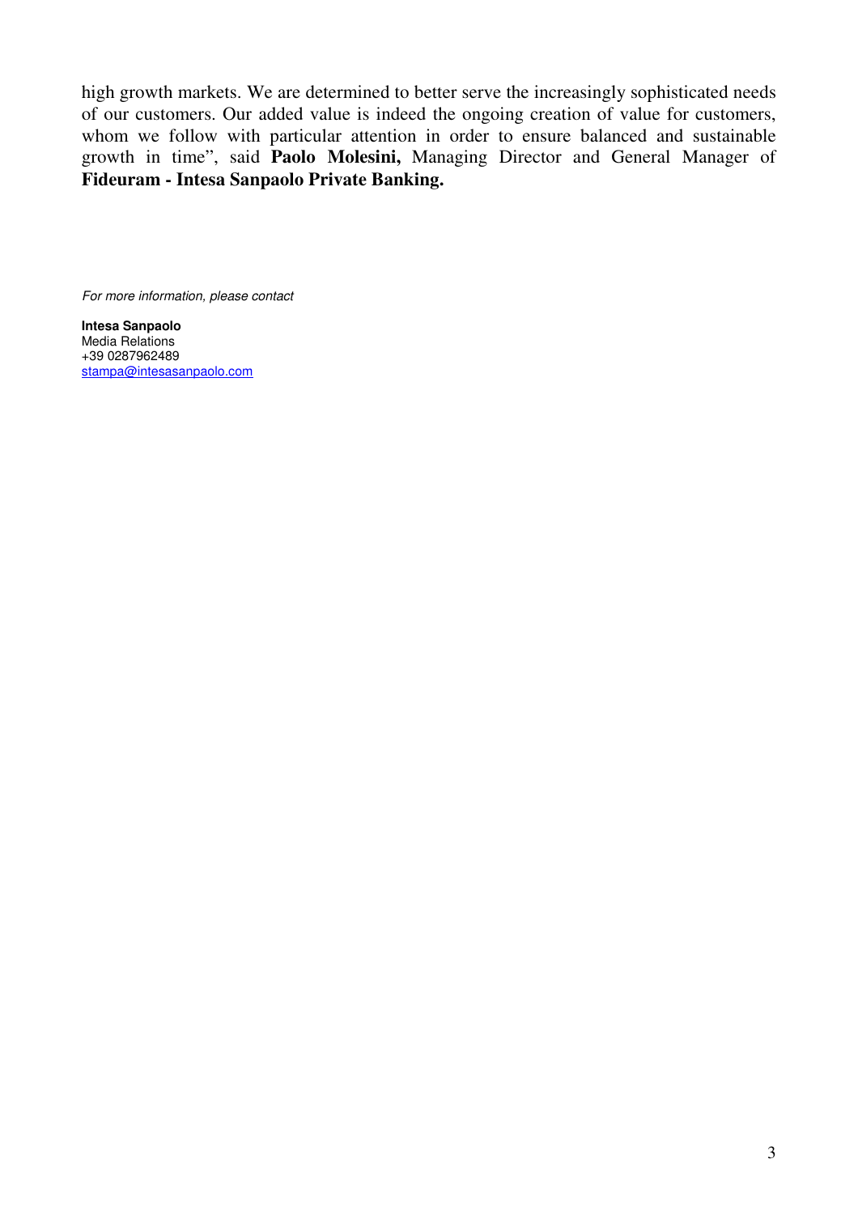high growth markets. We are determined to better serve the increasingly sophisticated needs of our customers. Our added value is indeed the ongoing creation of value for customers, whom we follow with particular attention in order to ensure balanced and sustainable growth in time", said **Paolo Molesini,** Managing Director and General Manager of **Fideuram - Intesa Sanpaolo Private Banking.**

*For more information, please contact*

**Intesa Sanpaolo**
Media Relations
+39 0287962489
stampa@intesasanpaolo.com